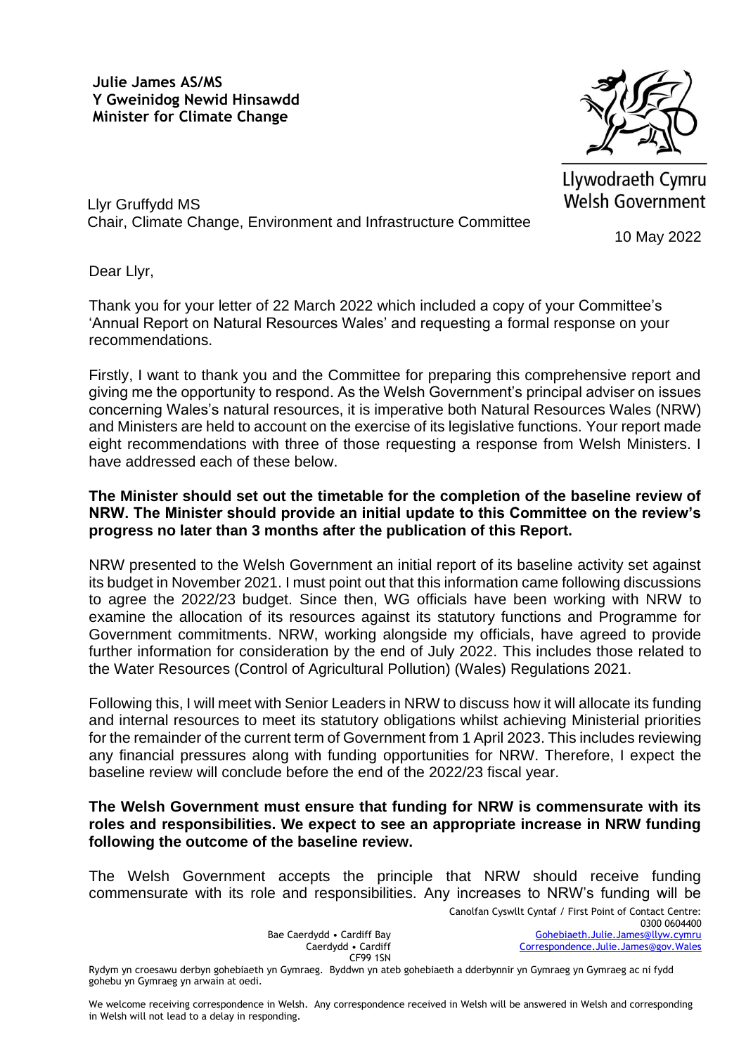**Julie James AS/MS**
**Y Gweinidog Newid Hinsawdd**
**Minister for Climate Change**

Llywodraeth Cymru
Welsh Government

Llyr Gruffydd MS
Chair, Climate Change, Environment and Infrastructure Committee

10 May 2022

Dear Llyr,

Thank you for your letter of 22 March 2022 which included a copy of your Committee's 'Annual Report on Natural Resources Wales' and requesting a formal response on your recommendations.

Firstly, I want to thank you and the Committee for preparing this comprehensive report and giving me the opportunity to respond. As the Welsh Government's principal adviser on issues concerning Wales's natural resources, it is imperative both Natural Resources Wales (NRW) and Ministers are held to account on the exercise of its legislative functions. Your report made eight recommendations with three of those requesting a response from Welsh Ministers. I have addressed each of these below.

**The Minister should set out the timetable for the completion of the baseline review of NRW. The Minister should provide an initial update to this Committee on the review's progress no later than 3 months after the publication of this Report.**

NRW presented to the Welsh Government an initial report of its baseline activity set against its budget in November 2021. I must point out that this information came following discussions to agree the 2022/23 budget. Since then, WG officials have been working with NRW to examine the allocation of its resources against its statutory functions and Programme for Government commitments. NRW, working alongside my officials, have agreed to provide further information for consideration by the end of July 2022. This includes those related to the Water Resources (Control of Agricultural Pollution) (Wales) Regulations 2021.

Following this, I will meet with Senior Leaders in NRW to discuss how it will allocate its funding and internal resources to meet its statutory obligations whilst achieving Ministerial priorities for the remainder of the current term of Government from 1 April 2023. This includes reviewing any financial pressures along with funding opportunities for NRW. Therefore, I expect the baseline review will conclude before the end of the 2022/23 fiscal year.

**The Welsh Government must ensure that funding for NRW is commensurate with its roles and responsibilities. We expect to see an appropriate increase in NRW funding following the outcome of the baseline review.**

The Welsh Government accepts the principle that NRW should receive funding commensurate with its role and responsibilities. Any increases to NRW's funding will be

Bae Caerdydd • Cardiff Bay
Caerdydd • Cardiff
CF99 1SN

Canolfan Cyswllt Cyntaf / First Point of Contact Centre:
0300 0604400
Gohebiaeth.Julie.James@llyw.cymru
Correspondence.Julie.James@gov.Wales

Rydym yn croesawu derbyn gohebiaeth yn Gymraeg. Byddwn yn ateb gohebiaeth a dderbynnir yn Gymraeg yn Gymraeg ac ni fydd gohebu yn Gymraeg yn arwain at oedi.

We welcome receiving correspondence in Welsh. Any correspondence received in Welsh will be answered in Welsh and corresponding in Welsh will not lead to a delay in responding.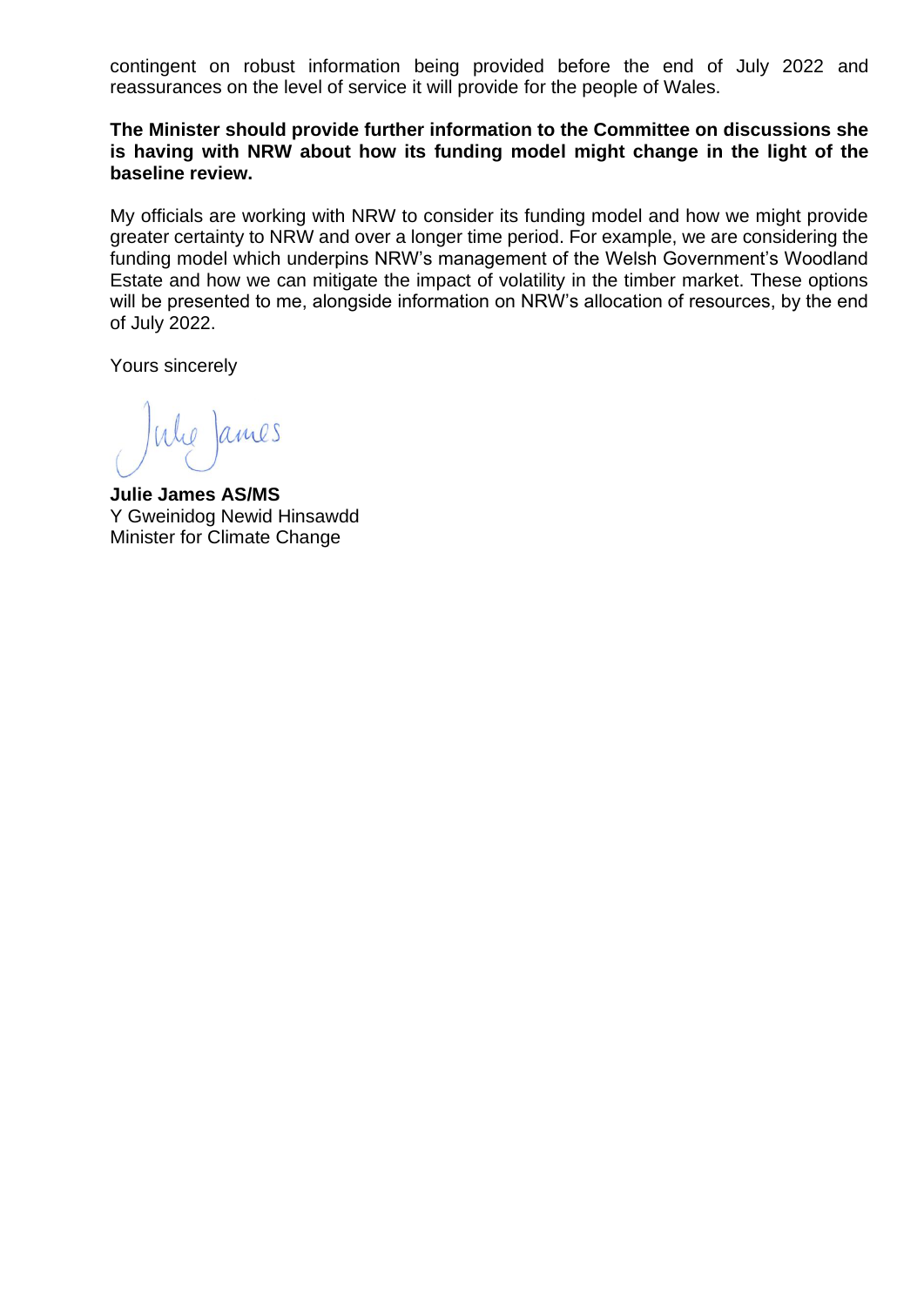contingent on robust information being provided before the end of July 2022 and reassurances on the level of service it will provide for the people of Wales.

**The Minister should provide further information to the Committee on discussions she is having with NRW about how its funding model might change in the light of the baseline review.**

My officials are working with NRW to consider its funding model and how we might provide greater certainty to NRW and over a longer time period. For example, we are considering the funding model which underpins NRW's management of the Welsh Government's Woodland Estate and how we can mitigate the impact of volatility in the timber market. These options will be presented to me, alongside information on NRW's allocation of resources, by the end of July 2022.

Yours sincerely

Julie James

**Julie James AS/MS**
Y Gweinidog Newid Hinsawdd
Minister for Climate Change